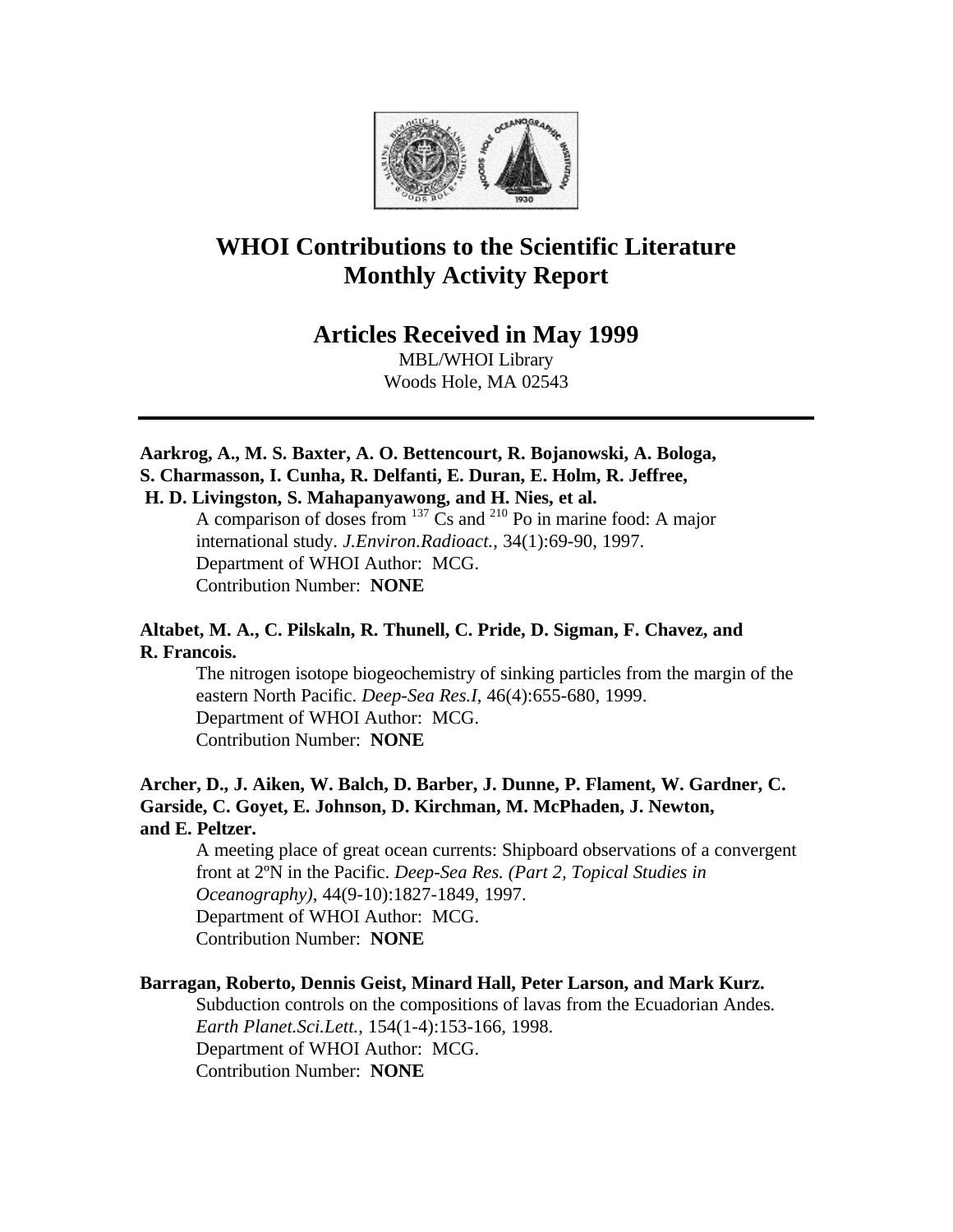# WHOI Contributions to the Scientific Literature
# Monthly Activity Report

## Articles Received in May 1999

MBL/WHOI Library
Woods Hole, MA 02543

---

**Aarkrog, A., M. S. Baxter, A. O. Bettencourt, R. Bojanowski, A. Bologa, S. Charmasson, I. Cunha, R. Delfanti, E. Duran, E. Holm, R. Jeffree, H. D. Livingston, S. Mahapanyawong, and H. Nies, et al.**

A comparison of doses from $^{137}$ Cs and $^{210}$ Po in marine food: A major international study. *J.Environ.Radioact.*, 34(1):69-90, 1997.
Department of WHOI Author: MCG.
Contribution Number: **NONE**

**Altabet, M. A., C. Pilskaln, R. Thunell, C. Pride, D. Sigman, F. Chavez, and R. Francois.**

The nitrogen isotope biogeochemistry of sinking particles from the margin of the eastern North Pacific. *Deep-Sea Res.I*, 46(4):655-680, 1999.
Department of WHOI Author: MCG.
Contribution Number: **NONE**

**Archer, D., J. Aiken, W. Balch, D. Barber, J. Dunne, P. Flament, W. Gardner, C. Garside, C. Goyet, E. Johnson, D. Kirchman, M. McPhaden, J. Newton, and E. Peltzer.**

A meeting place of great ocean currents: Shipboard observations of a convergent front at 2ºN in the Pacific. *Deep-Sea Res. (Part 2, Topical Studies in Oceanography)*, 44(9-10):1827-1849, 1997.
Department of WHOI Author: MCG.
Contribution Number: **NONE**

**Barragan, Roberto, Dennis Geist, Minard Hall, Peter Larson, and Mark Kurz.**

Subduction controls on the compositions of lavas from the Ecuadorian Andes. *Earth Planet.Sci.Lett.*, 154(1-4):153-166, 1998.
Department of WHOI Author: MCG.
Contribution Number: **NONE**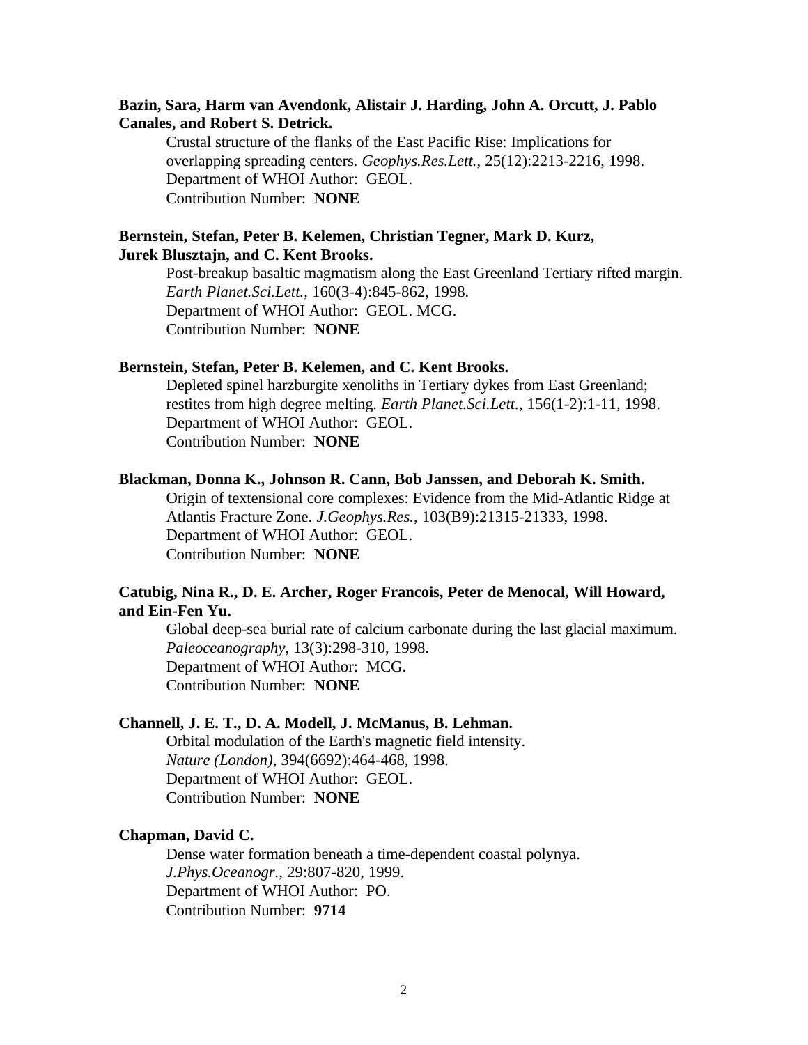**Bazin, Sara, Harm van Avendonk, Alistair J. Harding, John A. Orcutt, J. Pablo Canales, and Robert S. Detrick.**

Crustal structure of the flanks of the East Pacific Rise: Implications for overlapping spreading centers. *Geophys.Res.Lett.*, 25(12):2213-2216, 1998.
Department of WHOI Author: GEOL.
Contribution Number: **NONE**

**Bernstein, Stefan, Peter B. Kelemen, Christian Tegner, Mark D. Kurz, Jurek Blusztajn, and C. Kent Brooks.**

Post-breakup basaltic magmatism along the East Greenland Tertiary rifted margin. *Earth Planet.Sci.Lett.*, 160(3-4):845-862, 1998.
Department of WHOI Author: GEOL. MCG.
Contribution Number: **NONE**

**Bernstein, Stefan, Peter B. Kelemen, and C. Kent Brooks.**

Depleted spinel harzburgite xenoliths in Tertiary dykes from East Greenland; restites from high degree melting. *Earth Planet.Sci.Lett.*, 156(1-2):1-11, 1998.
Department of WHOI Author: GEOL.
Contribution Number: **NONE**

**Blackman, Donna K., Johnson R. Cann, Bob Janssen, and Deborah K. Smith.**

Origin of textensional core complexes: Evidence from the Mid-Atlantic Ridge at Atlantis Fracture Zone. *J.Geophys.Res.*, 103(B9):21315-21333, 1998.
Department of WHOI Author: GEOL.
Contribution Number: **NONE**

**Catubig, Nina R., D. E. Archer, Roger Francois, Peter de Menocal, Will Howard, and Ein-Fen Yu.**

Global deep-sea burial rate of calcium carbonate during the last glacial maximum. *Paleoceanography*, 13(3):298-310, 1998.
Department of WHOI Author: MCG.
Contribution Number: **NONE**

**Channell, J. E. T., D. A. Modell, J. McManus, B. Lehman.**

Orbital modulation of the Earth's magnetic field intensity. *Nature (London)*, 394(6692):464-468, 1998.
Department of WHOI Author: GEOL.
Contribution Number: **NONE**

**Chapman, David C.**

Dense water formation beneath a time-dependent coastal polynya. *J.Phys.Oceanogr.*, 29:807-820, 1999.
Department of WHOI Author: PO.
Contribution Number: **9714**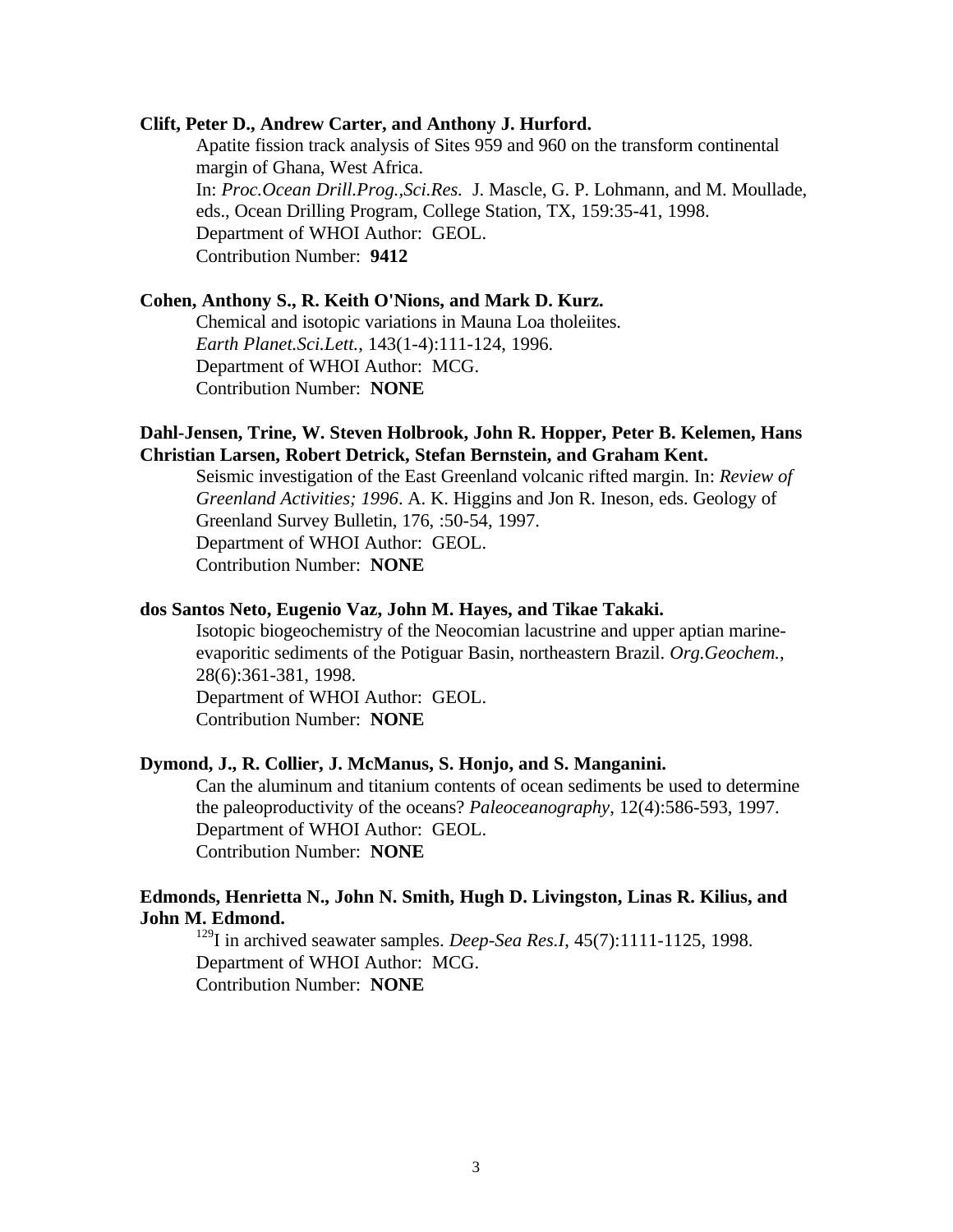**Clift, Peter D., Andrew Carter, and Anthony J. Hurford.**

Apatite fission track analysis of Sites 959 and 960 on the transform continental margin of Ghana, West Africa.
In: *Proc.Ocean Drill.Prog.,Sci.Res.* J. Mascle, G. P. Lohmann, and M. Moullade, eds., Ocean Drilling Program, College Station, TX, 159:35-41, 1998.
Department of WHOI Author: GEOL.
Contribution Number: **9412**

**Cohen, Anthony S., R. Keith O'Nions, and Mark D. Kurz.**

Chemical and isotopic variations in Mauna Loa tholeiites.
*Earth Planet.Sci.Lett.*, 143(1-4):111-124, 1996.
Department of WHOI Author: MCG.
Contribution Number: **NONE**

**Dahl-Jensen, Trine, W. Steven Holbrook, John R. Hopper, Peter B. Kelemen, Hans Christian Larsen, Robert Detrick, Stefan Bernstein, and Graham Kent.**

Seismic investigation of the East Greenland volcanic rifted margin. In: *Review of Greenland Activities; 1996*. A. K. Higgins and Jon R. Ineson, eds. Geology of Greenland Survey Bulletin, 176, :50-54, 1997.
Department of WHOI Author: GEOL.
Contribution Number: **NONE**

**dos Santos Neto, Eugenio Vaz, John M. Hayes, and Tikae Takaki.**

Isotopic biogeochemistry of the Neocomian lacustrine and upper aptian marine-evaporitic sediments of the Potiguar Basin, northeastern Brazil. *Org.Geochem.*, 28(6):361-381, 1998.
Department of WHOI Author: GEOL.
Contribution Number: **NONE**

**Dymond, J., R. Collier, J. McManus, S. Honjo, and S. Manganini.**

Can the aluminum and titanium contents of ocean sediments be used to determine the paleoproductivity of the oceans? *Paleoceanography*, 12(4):586-593, 1997.
Department of WHOI Author: GEOL.
Contribution Number: **NONE**

**Edmonds, Henrietta N., John N. Smith, Hugh D. Livingston, Linas R. Kilius, and John M. Edmond.**

$^{129}$I in archived seawater samples. *Deep-Sea Res.I*, 45(7):1111-1125, 1998.
Department of WHOI Author: MCG.
Contribution Number: **NONE**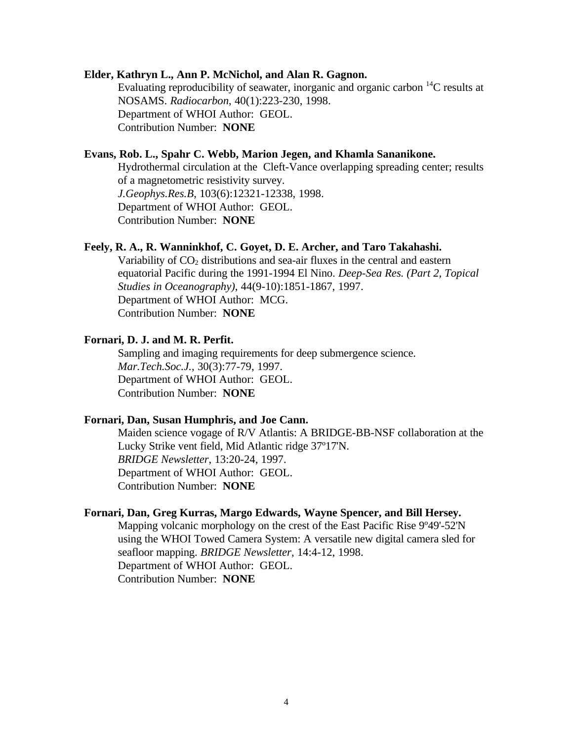**Elder, Kathryn L., Ann P. McNichol, and Alan R. Gagnon.**
Evaluating reproducibility of seawater, inorganic and organic carbon $^{14}C$ results at NOSAMS. *Radiocarbon*, 40(1):223-230, 1998.
Department of WHOI Author: GEOL.
Contribution Number: **NONE**

**Evans, Rob. L., Spahr C. Webb, Marion Jegen, and Khamla Sananikone.**
Hydrothermal circulation at the Cleft-Vance overlapping spreading center; results of a magnetometric resistivity survey.
*J.Geophys.Res.B*, 103(6):12321-12338, 1998.
Department of WHOI Author: GEOL.
Contribution Number: **NONE**

**Feely, R. A., R. Wanninkhof, C. Goyet, D. E. Archer, and Taro Takahashi.**
Variability of $CO_2$ distributions and sea-air fluxes in the central and eastern equatorial Pacific during the 1991-1994 El Nino. *Deep-Sea Res. (Part 2, Topical Studies in Oceanography)*, 44(9-10):1851-1867, 1997.
Department of WHOI Author: MCG.
Contribution Number: **NONE**

**Fornari, D. J. and M. R. Perfit.**
Sampling and imaging requirements for deep submergence science.
*Mar.Tech.Soc.J.*, 30(3):77-79, 1997.
Department of WHOI Author: GEOL.
Contribution Number: **NONE**

**Fornari, Dan, Susan Humphris, and Joe Cann.**
Maiden science vogage of R/V Atlantis: A BRIDGE-BB-NSF collaboration at the Lucky Strike vent field, Mid Atlantic ridge 37º17'N.
*BRIDGE Newsletter*, 13:20-24, 1997.
Department of WHOI Author: GEOL.
Contribution Number: **NONE**

**Fornari, Dan, Greg Kurras, Margo Edwards, Wayne Spencer, and Bill Hersey.**
Mapping volcanic morphology on the crest of the East Pacific Rise 9º49'-52'N using the WHOI Towed Camera System: A versatile new digital camera sled for seafloor mapping. *BRIDGE Newsletter*, 14:4-12, 1998.
Department of WHOI Author: GEOL.
Contribution Number: **NONE**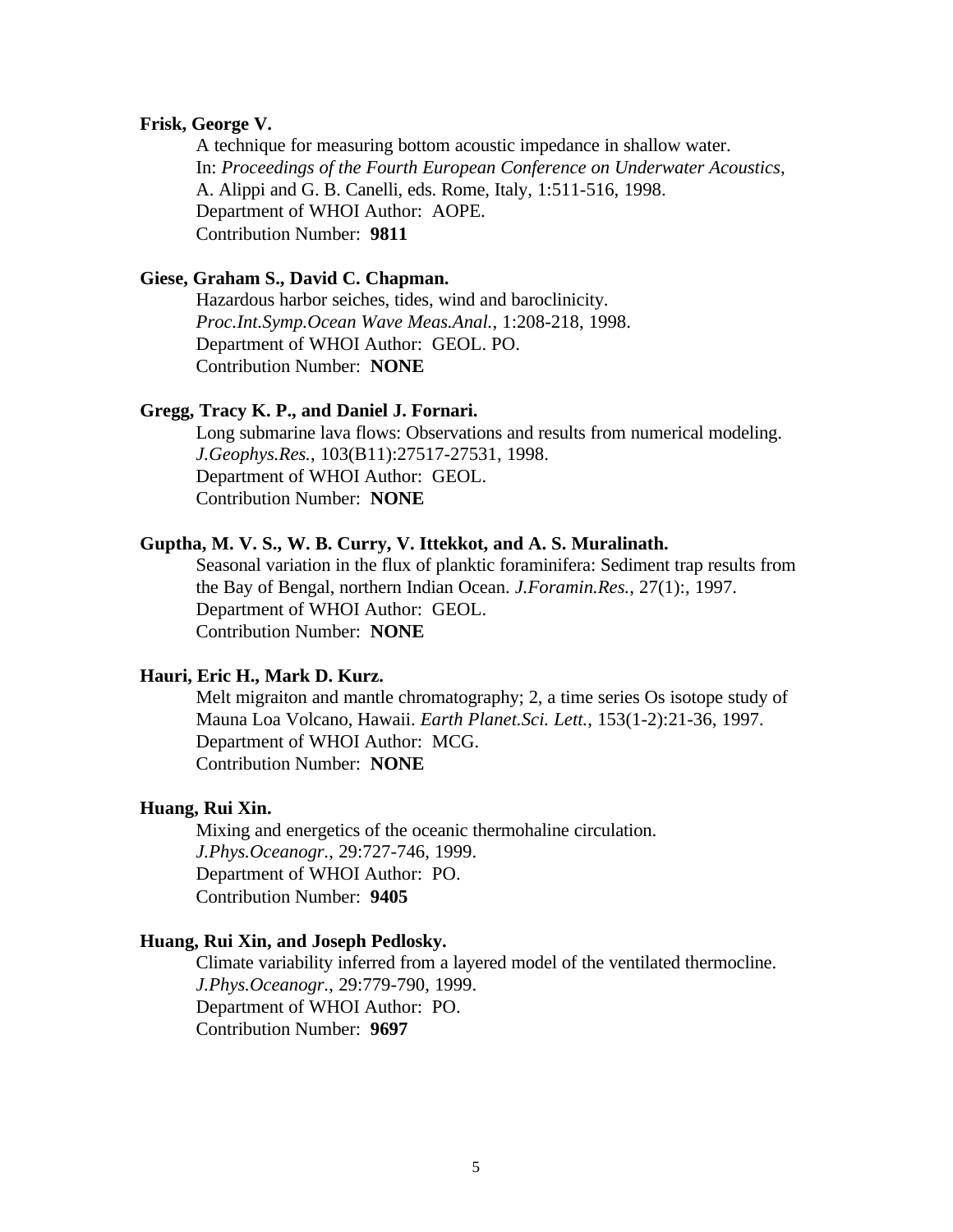**Frisk, George V.**

A technique for measuring bottom acoustic impedance in shallow water.
In: *Proceedings of the Fourth European Conference on Underwater Acoustics*,
A. Alippi and G. B. Canelli, eds. Rome, Italy, 1:511-516, 1998.
Department of WHOI Author: AOPE.
Contribution Number: **9811**

**Giese, Graham S., David C. Chapman.**

Hazardous harbor seiches, tides, wind and baroclinicity.
*Proc.Int.Symp.Ocean Wave Meas.Anal.*, 1:208-218, 1998.
Department of WHOI Author: GEOL. PO.
Contribution Number: **NONE**

**Gregg, Tracy K. P., and Daniel J. Fornari.**

Long submarine lava flows: Observations and results from numerical modeling.
*J.Geophys.Res.*, 103(B11):27517-27531, 1998.
Department of WHOI Author: GEOL.
Contribution Number: **NONE**

**Guptha, M. V. S., W. B. Curry, V. Ittekkot, and A. S. Muralinath.**

Seasonal variation in the flux of planktic foraminifera: Sediment trap results from the Bay of Bengal, northern Indian Ocean. *J.Foramin.Res.*, 27(1):, 1997.
Department of WHOI Author: GEOL.
Contribution Number: **NONE**

**Hauri, Eric H., Mark D. Kurz.**

Melt migraiton and mantle chromatography; 2, a time series Os isotope study of Mauna Loa Volcano, Hawaii. *Earth Planet.Sci. Lett.*, 153(1-2):21-36, 1997.
Department of WHOI Author: MCG.
Contribution Number: **NONE**

**Huang, Rui Xin.**

Mixing and energetics of the oceanic thermohaline circulation.
*J.Phys.Oceanogr.*, 29:727-746, 1999.
Department of WHOI Author: PO.
Contribution Number: **9405**

**Huang, Rui Xin, and Joseph Pedlosky.**

Climate variability inferred from a layered model of the ventilated thermocline.
*J.Phys.Oceanogr.*, 29:779-790, 1999.
Department of WHOI Author: PO.
Contribution Number: **9697**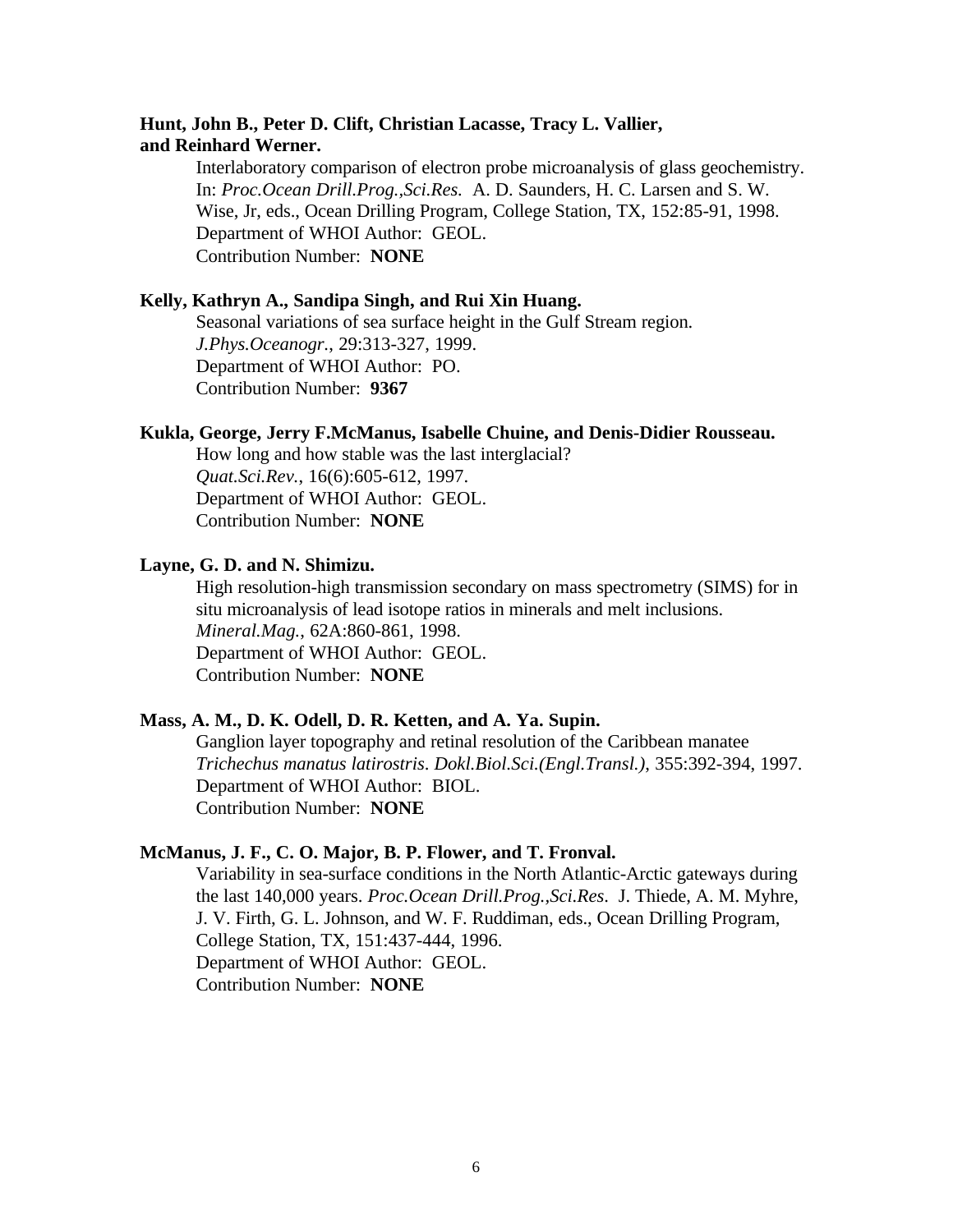**Hunt, John B., Peter D. Clift, Christian Lacasse, Tracy L. Vallier, and Reinhard Werner.**

Interlaboratory comparison of electron probe microanalysis of glass geochemistry. In: *Proc.Ocean Drill.Prog.,Sci.Res.* A. D. Saunders, H. C. Larsen and S. W. Wise, Jr, eds., Ocean Drilling Program, College Station, TX, 152:85-91, 1998.
Department of WHOI Author: GEOL.
Contribution Number: **NONE**

**Kelly, Kathryn A., Sandipa Singh, and Rui Xin Huang.**

Seasonal variations of sea surface height in the Gulf Stream region. *J.Phys.Oceanogr.*, 29:313-327, 1999.
Department of WHOI Author: PO.
Contribution Number: **9367**

**Kukla, George, Jerry F.McManus, Isabelle Chuine, and Denis-Didier Rousseau.**

How long and how stable was the last interglacial? *Quat.Sci.Rev.*, 16(6):605-612, 1997.
Department of WHOI Author: GEOL.
Contribution Number: **NONE**

**Layne, G. D. and N. Shimizu.**

High resolution-high transmission secondary on mass spectrometry (SIMS) for in situ microanalysis of lead isotope ratios in minerals and melt inclusions. *Mineral.Mag.*, 62A:860-861, 1998.
Department of WHOI Author: GEOL.
Contribution Number: **NONE**

**Mass, A. M., D. K. Odell, D. R. Ketten, and A. Ya. Supin.**

Ganglion layer topography and retinal resolution of the Caribbean manatee *Trichechus manatus latirostris*. *Dokl.Biol.Sci.(Engl.Transl.)*, 355:392-394, 1997.
Department of WHOI Author: BIOL.
Contribution Number: **NONE**

**McManus, J. F., C. O. Major, B. P. Flower, and T. Fronval.**

Variability in sea-surface conditions in the North Atlantic-Arctic gateways during the last 140,000 years. *Proc.Ocean Drill.Prog.,Sci.Res*. J. Thiede, A. M. Myhre, J. V. Firth, G. L. Johnson, and W. F. Ruddiman, eds., Ocean Drilling Program, College Station, TX, 151:437-444, 1996.
Department of WHOI Author: GEOL.
Contribution Number: **NONE**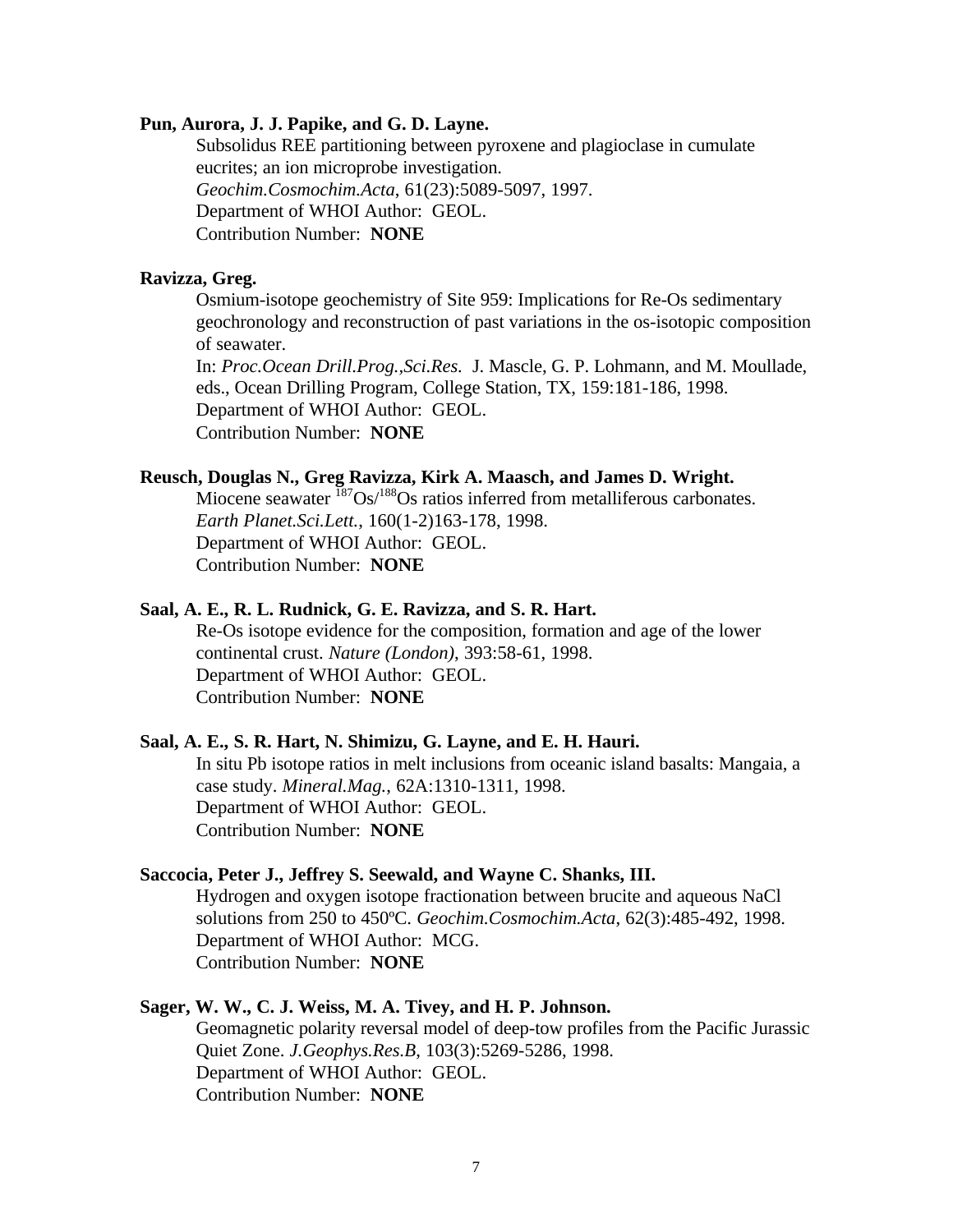**Pun, Aurora, J. J. Papike, and G. D. Layne.**

Subsolidus REE partitioning between pyroxene and plagioclase in cumulate eucrites; an ion microprobe investigation.
*Geochim.Cosmochim.Acta*, 61(23):5089-5097, 1997.
Department of WHOI Author: GEOL.
Contribution Number: **NONE**

**Ravizza, Greg.**

Osmium-isotope geochemistry of Site 959: Implications for Re-Os sedimentary geochronology and reconstruction of past variations in the os-isotopic composition of seawater.
In: *Proc.Ocean Drill.Prog.,Sci.Res.* J. Mascle, G. P. Lohmann, and M. Moullade, eds., Ocean Drilling Program, College Station, TX, 159:181-186, 1998.
Department of WHOI Author: GEOL.
Contribution Number: **NONE**

**Reusch, Douglas N., Greg Ravizza, Kirk A. Maasch, and James D. Wright.**

Miocene seawater $^{187}Os/^{188}Os$ ratios inferred from metalliferous carbonates.
*Earth Planet.Sci.Lett.*, 160(1-2)163-178, 1998.
Department of WHOI Author: GEOL.
Contribution Number: **NONE**

**Saal, A. E., R. L. Rudnick, G. E. Ravizza, and S. R. Hart.**

Re-Os isotope evidence for the composition, formation and age of the lower continental crust. *Nature (London)*, 393:58-61, 1998.
Department of WHOI Author: GEOL.
Contribution Number: **NONE**

**Saal, A. E., S. R. Hart, N. Shimizu, G. Layne, and E. H. Hauri.**

In situ Pb isotope ratios in melt inclusions from oceanic island basalts: Mangaia, a case study. *Mineral.Mag.*, 62A:1310-1311, 1998.
Department of WHOI Author: GEOL.
Contribution Number: **NONE**

**Saccocia, Peter J., Jeffrey S. Seewald, and Wayne C. Shanks, III.**

Hydrogen and oxygen isotope fractionation between brucite and aqueous NaCl solutions from 250 to 450ºC. *Geochim.Cosmochim.Acta*, 62(3):485-492, 1998.
Department of WHOI Author: MCG.
Contribution Number: **NONE**

**Sager, W. W., C. J. Weiss, M. A. Tivey, and H. P. Johnson.**

Geomagnetic polarity reversal model of deep-tow profiles from the Pacific Jurassic Quiet Zone. *J.Geophys.Res.B*, 103(3):5269-5286, 1998.
Department of WHOI Author: GEOL.
Contribution Number: **NONE**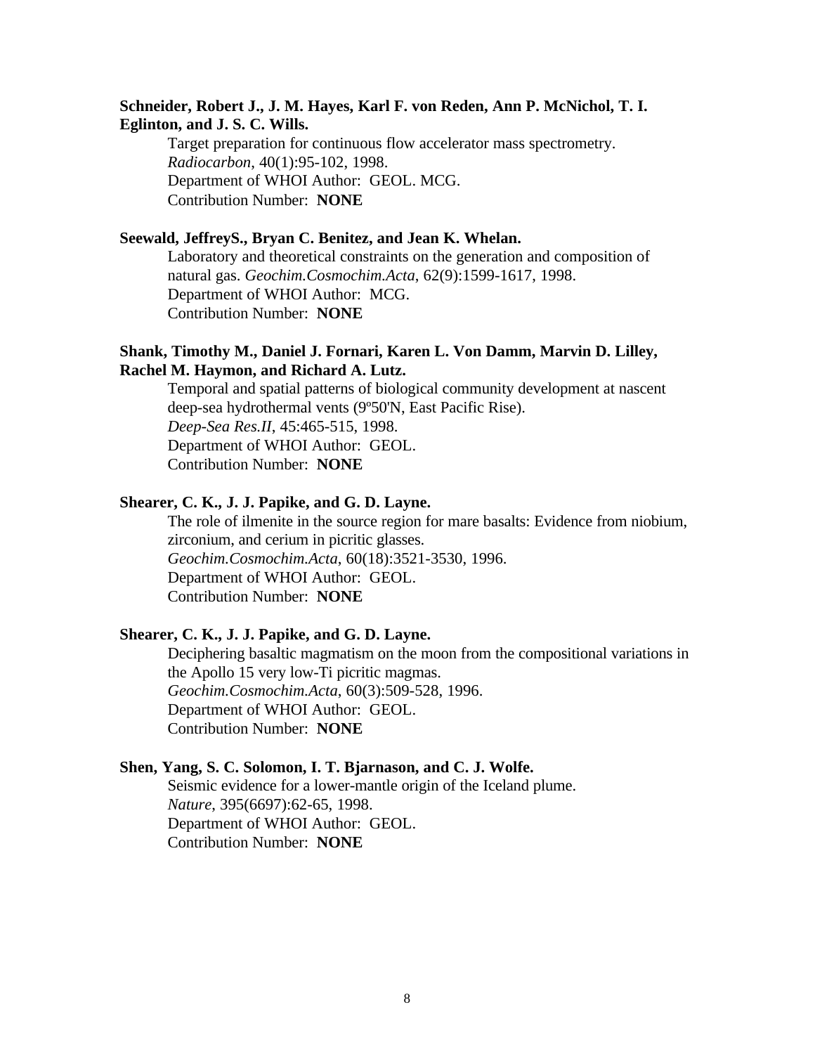**Schneider, Robert J., J. M. Hayes, Karl F. von Reden, Ann P. McNichol, T. I. Eglinton, and J. S. C. Wills.**

Target preparation for continuous flow accelerator mass spectrometry.
*Radiocarbon*, 40(1):95-102, 1998.
Department of WHOI Author: GEOL. MCG.
Contribution Number: **NONE**

**Seewald, JeffreyS., Bryan C. Benitez, and Jean K. Whelan.**

Laboratory and theoretical constraints on the generation and composition of natural gas. *Geochim.Cosmochim.Acta*, 62(9):1599-1617, 1998.
Department of WHOI Author: MCG.
Contribution Number: **NONE**

**Shank, Timothy M., Daniel J. Fornari, Karen L. Von Damm, Marvin D. Lilley, Rachel M. Haymon, and Richard A. Lutz.**

Temporal and spatial patterns of biological community development at nascent deep-sea hydrothermal vents (9º50'N, East Pacific Rise).
*Deep-Sea Res.II*, 45:465-515, 1998.
Department of WHOI Author: GEOL.
Contribution Number: **NONE**

**Shearer, C. K., J. J. Papike, and G. D. Layne.**

The role of ilmenite in the source region for mare basalts: Evidence from niobium, zirconium, and cerium in picritic glasses.
*Geochim.Cosmochim.Acta*, 60(18):3521-3530, 1996.
Department of WHOI Author: GEOL.
Contribution Number: **NONE**

**Shearer, C. K., J. J. Papike, and G. D. Layne.**

Deciphering basaltic magmatism on the moon from the compositional variations in the Apollo 15 very low-Ti picritic magmas.
*Geochim.Cosmochim.Acta*, 60(3):509-528, 1996.
Department of WHOI Author: GEOL.
Contribution Number: **NONE**

**Shen, Yang, S. C. Solomon, I. T. Bjarnason, and C. J. Wolfe.**

Seismic evidence for a lower-mantle origin of the Iceland plume.
*Nature*, 395(6697):62-65, 1998.
Department of WHOI Author: GEOL.
Contribution Number: **NONE**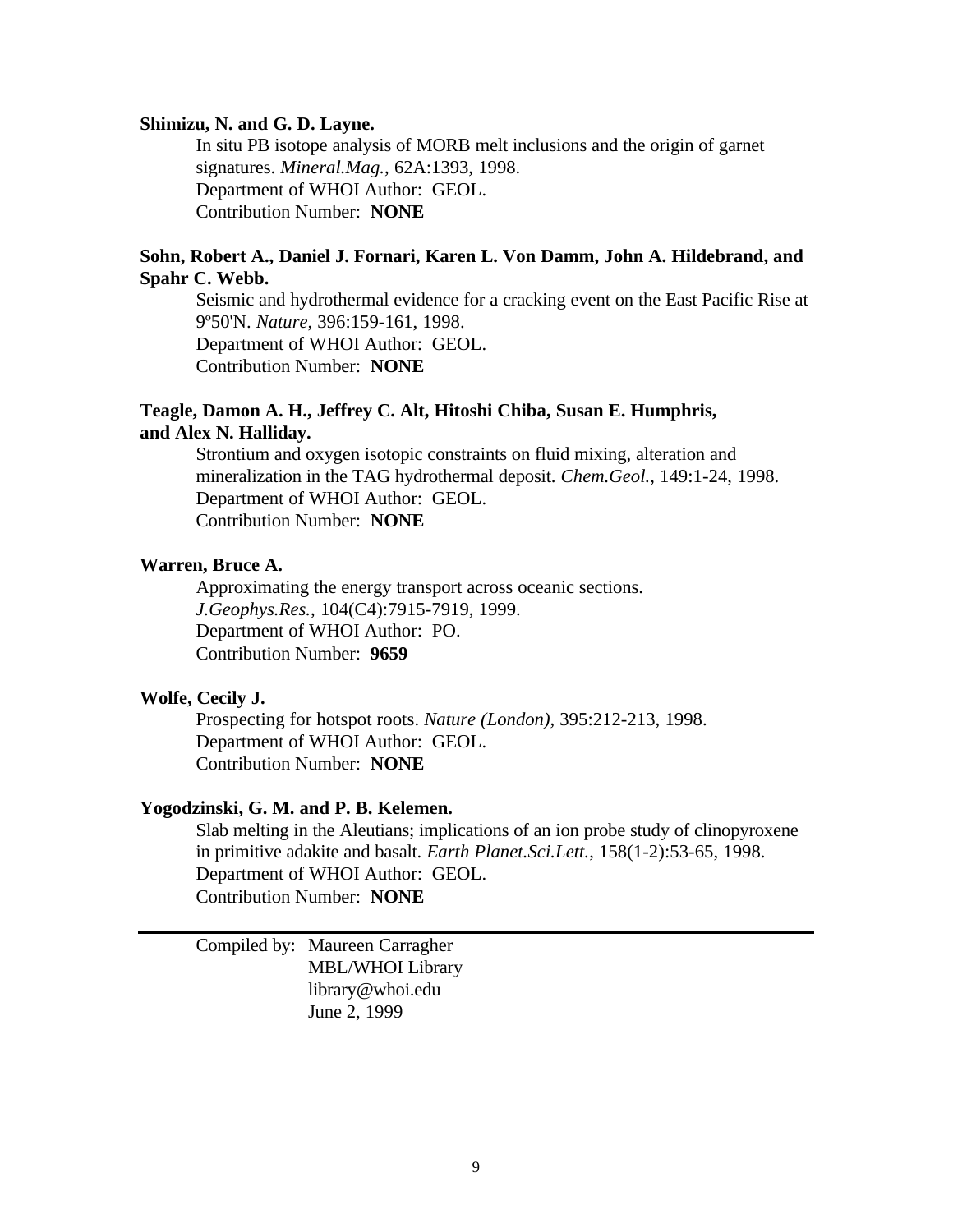**Shimizu, N. and G. D. Layne.**

In situ PB isotope analysis of MORB melt inclusions and the origin of garnet signatures. *Mineral.Mag.*, 62A:1393, 1998.
Department of WHOI Author: GEOL.
Contribution Number: **NONE**

**Sohn, Robert A., Daniel J. Fornari, Karen L. Von Damm, John A. Hildebrand, and Spahr C. Webb.**

Seismic and hydrothermal evidence for a cracking event on the East Pacific Rise at 9º50'N. *Nature*, 396:159-161, 1998.
Department of WHOI Author: GEOL.
Contribution Number: **NONE**

**Teagle, Damon A. H., Jeffrey C. Alt, Hitoshi Chiba, Susan E. Humphris, and Alex N. Halliday.**

Strontium and oxygen isotopic constraints on fluid mixing, alteration and mineralization in the TAG hydrothermal deposit. *Chem.Geol.*, 149:1-24, 1998.
Department of WHOI Author: GEOL.
Contribution Number: **NONE**

**Warren, Bruce A.**

Approximating the energy transport across oceanic sections. *J.Geophys.Res.*, 104(C4):7915-7919, 1999.
Department of WHOI Author: PO.
Contribution Number: **9659**

**Wolfe, Cecily J.**

Prospecting for hotspot roots. *Nature (London)*, 395:212-213, 1998.
Department of WHOI Author: GEOL.
Contribution Number: **NONE**

**Yogodzinski, G. M. and P. B. Kelemen.**

Slab melting in the Aleutians; implications of an ion probe study of clinopyroxene in primitive adakite and basalt. *Earth Planet.Sci.Lett.*, 158(1-2):53-65, 1998.
Department of WHOI Author: GEOL.
Contribution Number: **NONE**

---

Compiled by: Maureen Carragher
MBL/WHOI Library
library@whoi.edu
June 2, 1999